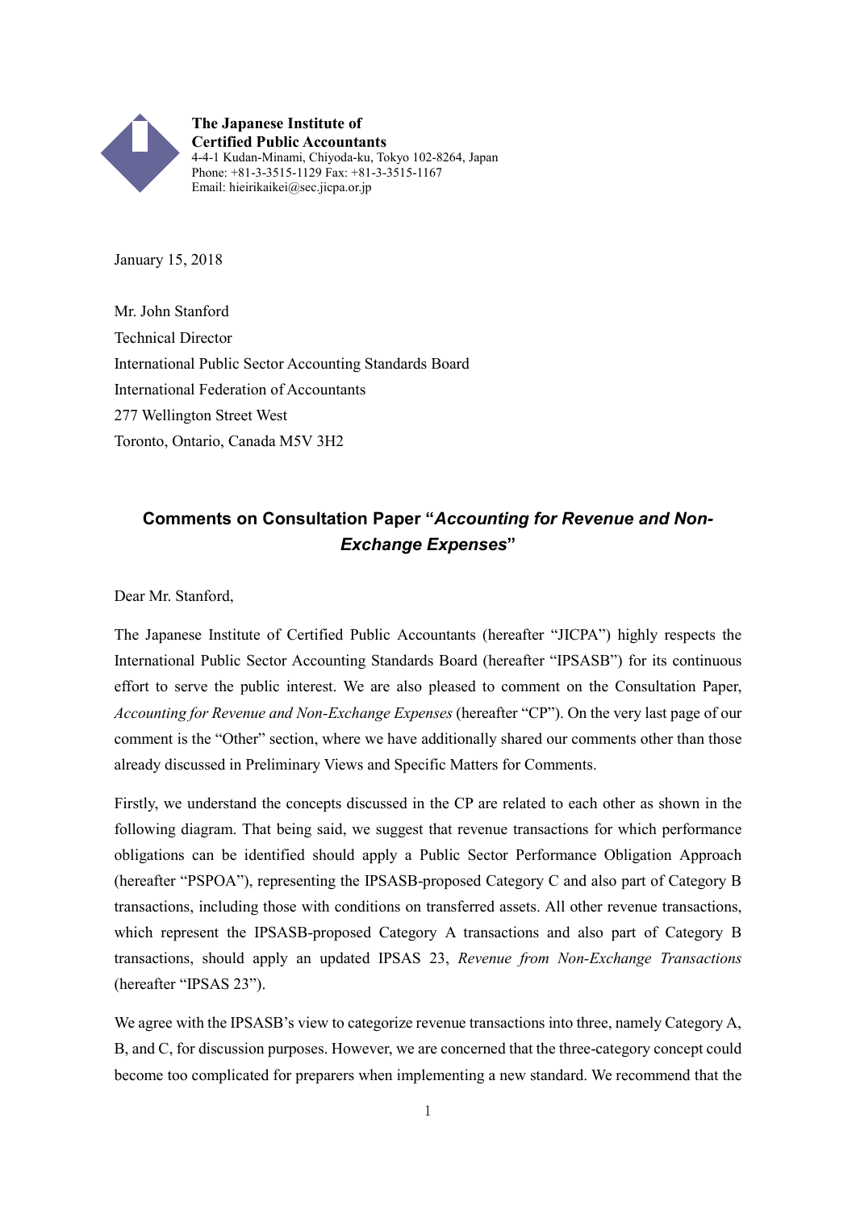**The Japanese Institute of**
**Certified Public Accountants**
4-4-1 Kudan-Minami, Chiyoda-ku, Tokyo 102-8264, Japan
Phone: +81-3-3515-1129 Fax: +81-3-3515-1167
Email: hieirikaikei@sec.jicpa.or.jp

January 15, 2018

Mr. John Stanford
Technical Director
International Public Sector Accounting Standards Board
International Federation of Accountants
277 Wellington Street West
Toronto, Ontario, Canada M5V 3H2

## Comments on Consultation Paper "*Accounting for Revenue and Non-Exchange Expenses*"

Dear Mr. Stanford,

The Japanese Institute of Certified Public Accountants (hereafter "JICPA") highly respects the International Public Sector Accounting Standards Board (hereafter "IPSASB") for its continuous effort to serve the public interest. We are also pleased to comment on the Consultation Paper, *Accounting for Revenue and Non-Exchange Expenses* (hereafter "CP"). On the very last page of our comment is the "Other" section, where we have additionally shared our comments other than those already discussed in Preliminary Views and Specific Matters for Comments.

Firstly, we understand the concepts discussed in the CP are related to each other as shown in the following diagram. That being said, we suggest that revenue transactions for which performance obligations can be identified should apply a Public Sector Performance Obligation Approach (hereafter "PSPOA"), representing the IPSASB-proposed Category C and also part of Category B transactions, including those with conditions on transferred assets. All other revenue transactions, which represent the IPSASB-proposed Category A transactions and also part of Category B transactions, should apply an updated IPSAS 23, *Revenue from Non-Exchange Transactions* (hereafter "IPSAS 23").

We agree with the IPSASB's view to categorize revenue transactions into three, namely Category A, B, and C, for discussion purposes. However, we are concerned that the three-category concept could become too complicated for preparers when implementing a new standard. We recommend that the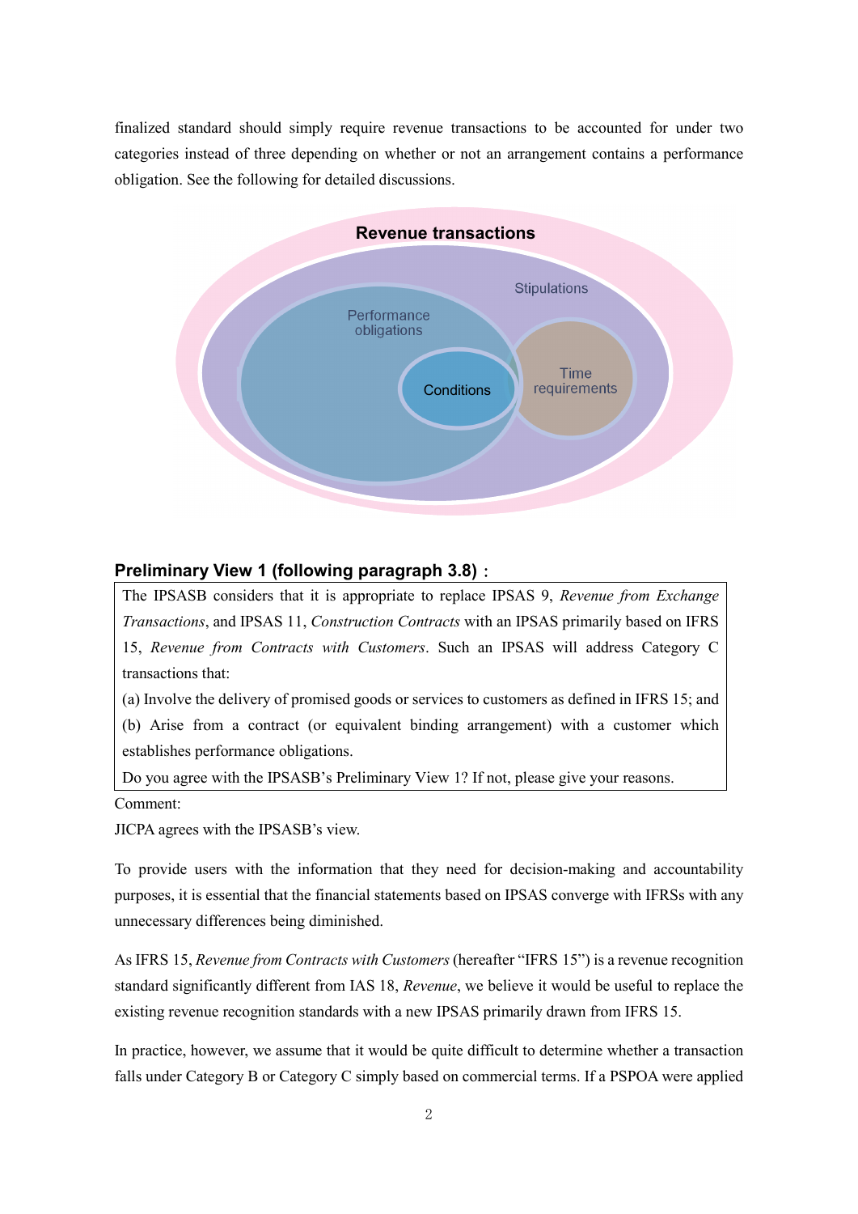finalized standard should simply require revenue transactions to be accounted for under two categories instead of three depending on whether or not an arrangement contains a performance obligation. See the following for detailed discussions.

**Revenue transactions**

Stipulations

Performance obligations

Conditions

Time requirements

### Preliminary View 1 (following paragraph 3.8)：

> The IPSASB considers that it is appropriate to replace IPSAS 9, *Revenue from Exchange Transactions*, and IPSAS 11, *Construction Contracts* with an IPSAS primarily based on IFRS 15, *Revenue from Contracts with Customers*. Such an IPSAS will address Category C transactions that:
>
> (a) Involve the delivery of promised goods or services to customers as defined in IFRS 15; and
>
> (b) Arise from a contract (or equivalent binding arrangement) with a customer which establishes performance obligations.
>
> Do you agree with the IPSASB's Preliminary View 1? If not, please give your reasons.

Comment:

JICPA agrees with the IPSASB's view.

To provide users with the information that they need for decision-making and accountability purposes, it is essential that the financial statements based on IPSAS converge with IFRSs with any unnecessary differences being diminished.

As IFRS 15, *Revenue from Contracts with Customers* (hereafter "IFRS 15") is a revenue recognition standard significantly different from IAS 18, *Revenue*, we believe it would be useful to replace the existing revenue recognition standards with a new IPSAS primarily drawn from IFRS 15.

In practice, however, we assume that it would be quite difficult to determine whether a transaction falls under Category B or Category C simply based on commercial terms. If a PSPOA were applied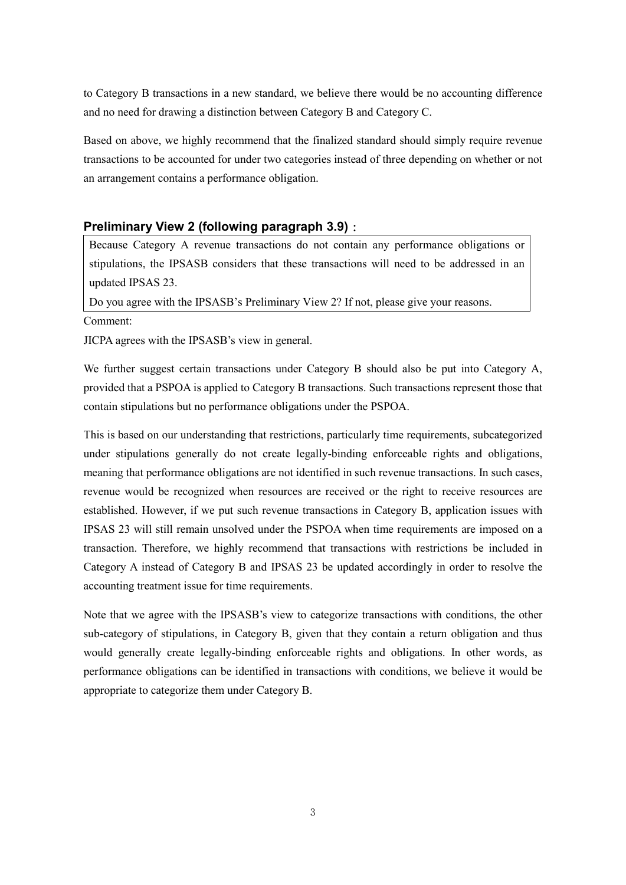to Category B transactions in a new standard, we believe there would be no accounting difference and no need for drawing a distinction between Category B and Category C.

Based on above, we highly recommend that the finalized standard should simply require revenue transactions to be accounted for under two categories instead of three depending on whether or not an arrangement contains a performance obligation.

### Preliminary View 2 (following paragraph 3.9)：

> Because Category A revenue transactions do not contain any performance obligations or stipulations, the IPSASB considers that these transactions will need to be addressed in an updated IPSAS 23.
>
> Do you agree with the IPSASB's Preliminary View 2? If not, please give your reasons.

Comment:

JICPA agrees with the IPSASB's view in general.

We further suggest certain transactions under Category B should also be put into Category A, provided that a PSPOA is applied to Category B transactions. Such transactions represent those that contain stipulations but no performance obligations under the PSPOA.

This is based on our understanding that restrictions, particularly time requirements, subcategorized under stipulations generally do not create legally-binding enforceable rights and obligations, meaning that performance obligations are not identified in such revenue transactions. In such cases, revenue would be recognized when resources are received or the right to receive resources are established. However, if we put such revenue transactions in Category B, application issues with IPSAS 23 will still remain unsolved under the PSPOA when time requirements are imposed on a transaction. Therefore, we highly recommend that transactions with restrictions be included in Category A instead of Category B and IPSAS 23 be updated accordingly in order to resolve the accounting treatment issue for time requirements.

Note that we agree with the IPSASB's view to categorize transactions with conditions, the other sub-category of stipulations, in Category B, given that they contain a return obligation and thus would generally create legally-binding enforceable rights and obligations. In other words, as performance obligations can be identified in transactions with conditions, we believe it would be appropriate to categorize them under Category B.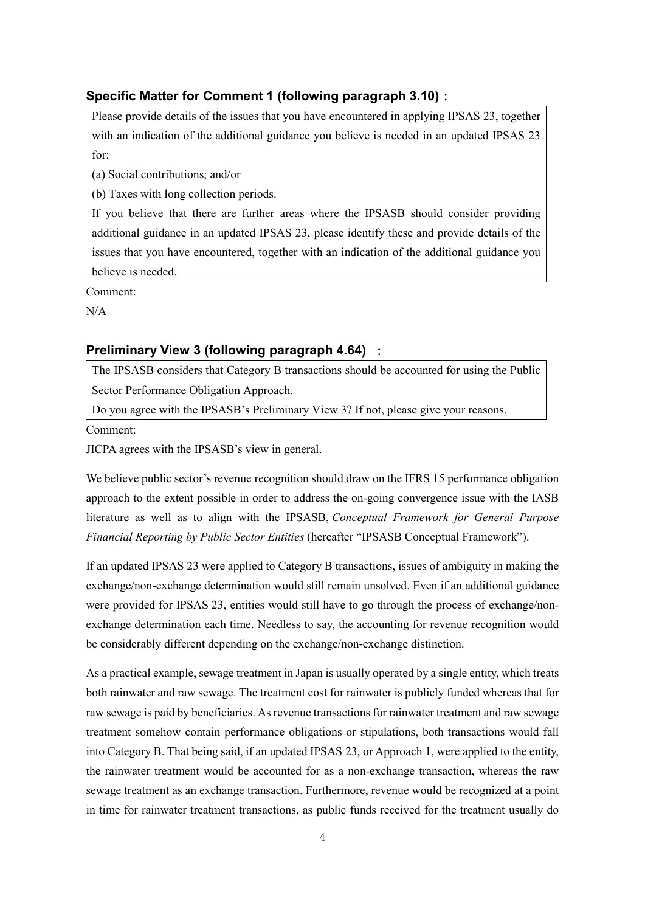### Specific Matter for Comment 1 (following paragraph 3.10)：

> Please provide details of the issues that you have encountered in applying IPSAS 23, together with an indication of the additional guidance you believe is needed in an updated IPSAS 23 for:
>
> (a) Social contributions; and/or
>
> (b) Taxes with long collection periods.
>
> If you believe that there are further areas where the IPSASB should consider providing additional guidance in an updated IPSAS 23, please identify these and provide details of the issues that you have encountered, together with an indication of the additional guidance you believe is needed.

Comment:

N/A

### Preliminary View 3 (following paragraph 4.64) ：

> The IPSASB considers that Category B transactions should be accounted for using the Public Sector Performance Obligation Approach.
>
> Do you agree with the IPSASB's Preliminary View 3? If not, please give your reasons.

Comment:

JICPA agrees with the IPSASB's view in general.

We believe public sector's revenue recognition should draw on the IFRS 15 performance obligation approach to the extent possible in order to address the on-going convergence issue with the IASB literature as well as to align with the IPSASB, *Conceptual Framework for General Purpose Financial Reporting by Public Sector Entities* (hereafter "IPSASB Conceptual Framework").

If an updated IPSAS 23 were applied to Category B transactions, issues of ambiguity in making the exchange/non-exchange determination would still remain unsolved. Even if an additional guidance were provided for IPSAS 23, entities would still have to go through the process of exchange/non-exchange determination each time. Needless to say, the accounting for revenue recognition would be considerably different depending on the exchange/non-exchange distinction.

As a practical example, sewage treatment in Japan is usually operated by a single entity, which treats both rainwater and raw sewage. The treatment cost for rainwater is publicly funded whereas that for raw sewage is paid by beneficiaries. As revenue transactions for rainwater treatment and raw sewage treatment somehow contain performance obligations or stipulations, both transactions would fall into Category B. That being said, if an updated IPSAS 23, or Approach 1, were applied to the entity, the rainwater treatment would be accounted for as a non-exchange transaction, whereas the raw sewage treatment as an exchange transaction. Furthermore, revenue would be recognized at a point in time for rainwater treatment transactions, as public funds received for the treatment usually do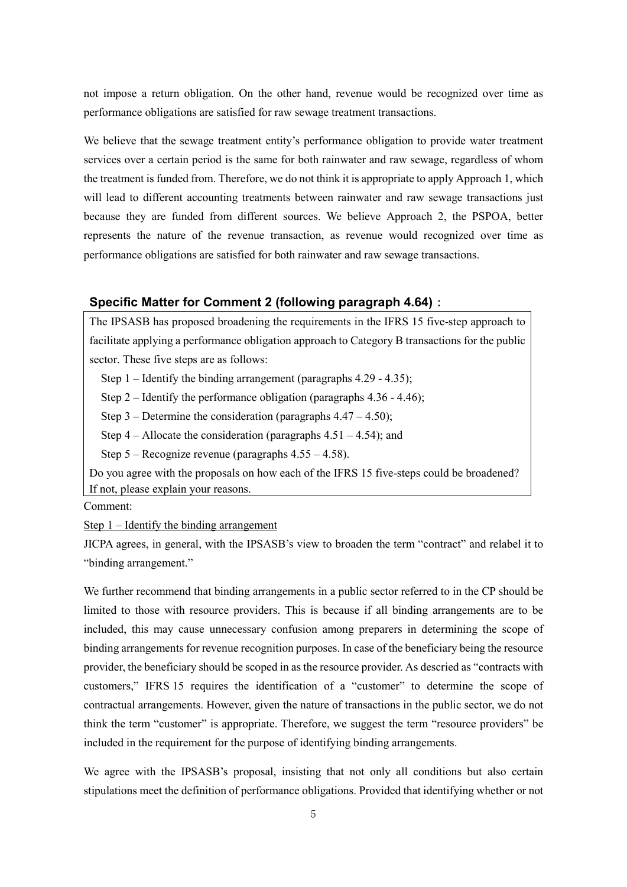not impose a return obligation. On the other hand, revenue would be recognized over time as performance obligations are satisfied for raw sewage treatment transactions.

We believe that the sewage treatment entity's performance obligation to provide water treatment services over a certain period is the same for both rainwater and raw sewage, regardless of whom the treatment is funded from. Therefore, we do not think it is appropriate to apply Approach 1, which will lead to different accounting treatments between rainwater and raw sewage transactions just because they are funded from different sources. We believe Approach 2, the PSPOA, better represents the nature of the revenue transaction, as revenue would recognized over time as performance obligations are satisfied for both rainwater and raw sewage transactions.

### Specific Matter for Comment 2 (following paragraph 4.64)：

> The IPSASB has proposed broadening the requirements in the IFRS 15 five-step approach to facilitate applying a performance obligation approach to Category B transactions for the public sector. These five steps are as follows:
>
> Step 1 – Identify the binding arrangement (paragraphs 4.29 - 4.35);
>
> Step 2 – Identify the performance obligation (paragraphs 4.36 - 4.46);
>
> Step 3 – Determine the consideration (paragraphs 4.47 – 4.50);
>
> Step 4 – Allocate the consideration (paragraphs 4.51 – 4.54); and
>
> Step 5 – Recognize revenue (paragraphs 4.55 – 4.58).
>
> Do you agree with the proposals on how each of the IFRS 15 five-steps could be broadened? If not, please explain your reasons.

Comment:

Step 1 – Identify the binding arrangement

JICPA agrees, in general, with the IPSASB's view to broaden the term "contract" and relabel it to "binding arrangement."

We further recommend that binding arrangements in a public sector referred to in the CP should be limited to those with resource providers. This is because if all binding arrangements are to be included, this may cause unnecessary confusion among preparers in determining the scope of binding arrangements for revenue recognition purposes. In case of the beneficiary being the resource provider, the beneficiary should be scoped in as the resource provider. As descried as "contracts with customers," IFRS 15 requires the identification of a "customer" to determine the scope of contractual arrangements. However, given the nature of transactions in the public sector, we do not think the term "customer" is appropriate. Therefore, we suggest the term "resource providers" be included in the requirement for the purpose of identifying binding arrangements.

We agree with the IPSASB's proposal, insisting that not only all conditions but also certain stipulations meet the definition of performance obligations. Provided that identifying whether or not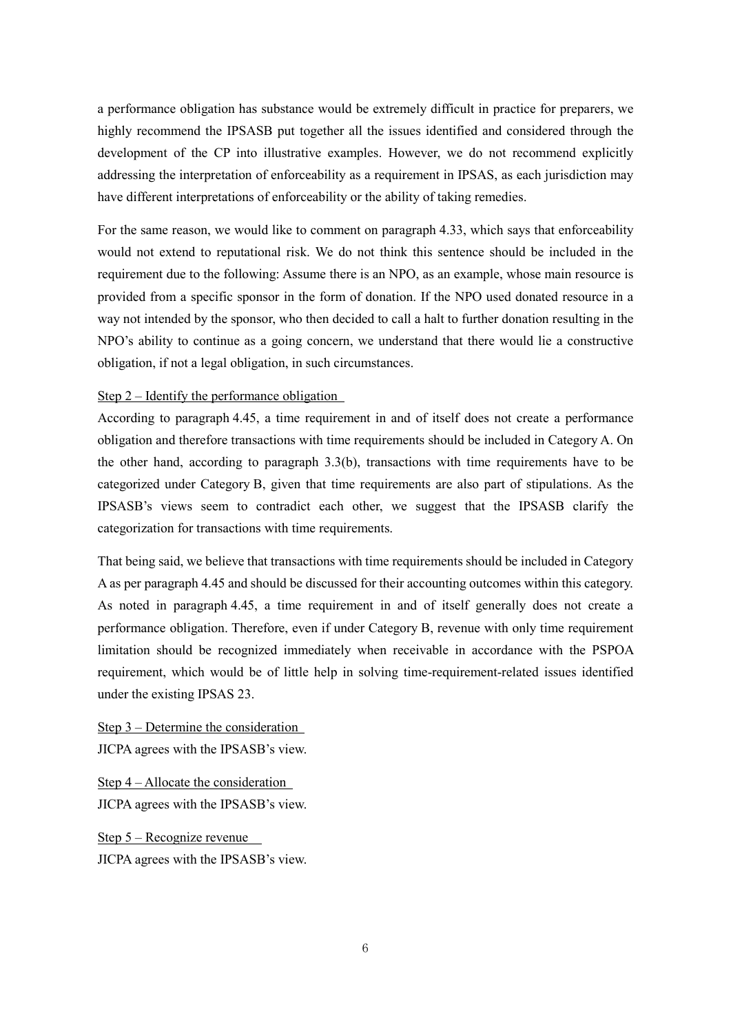a performance obligation has substance would be extremely difficult in practice for preparers, we highly recommend the IPSASB put together all the issues identified and considered through the development of the CP into illustrative examples. However, we do not recommend explicitly addressing the interpretation of enforceability as a requirement in IPSAS, as each jurisdiction may have different interpretations of enforceability or the ability of taking remedies.

For the same reason, we would like to comment on paragraph 4.33, which says that enforceability would not extend to reputational risk. We do not think this sentence should be included in the requirement due to the following: Assume there is an NPO, as an example, whose main resource is provided from a specific sponsor in the form of donation. If the NPO used donated resource in a way not intended by the sponsor, who then decided to call a halt to further donation resulting in the NPO's ability to continue as a going concern, we understand that there would lie a constructive obligation, if not a legal obligation, in such circumstances.

Step 2 – Identify the performance obligation

According to paragraph 4.45, a time requirement in and of itself does not create a performance obligation and therefore transactions with time requirements should be included in Category A. On the other hand, according to paragraph 3.3(b), transactions with time requirements have to be categorized under Category B, given that time requirements are also part of stipulations. As the IPSASB's views seem to contradict each other, we suggest that the IPSASB clarify the categorization for transactions with time requirements.

That being said, we believe that transactions with time requirements should be included in Category A as per paragraph 4.45 and should be discussed for their accounting outcomes within this category. As noted in paragraph 4.45, a time requirement in and of itself generally does not create a performance obligation. Therefore, even if under Category B, revenue with only time requirement limitation should be recognized immediately when receivable in accordance with the PSPOA requirement, which would be of little help in solving time-requirement-related issues identified under the existing IPSAS 23.

Step 3 – Determine the consideration

JICPA agrees with the IPSASB's view.

Step 4 – Allocate the consideration

JICPA agrees with the IPSASB's view.

Step 5 – Recognize revenue

JICPA agrees with the IPSASB's view.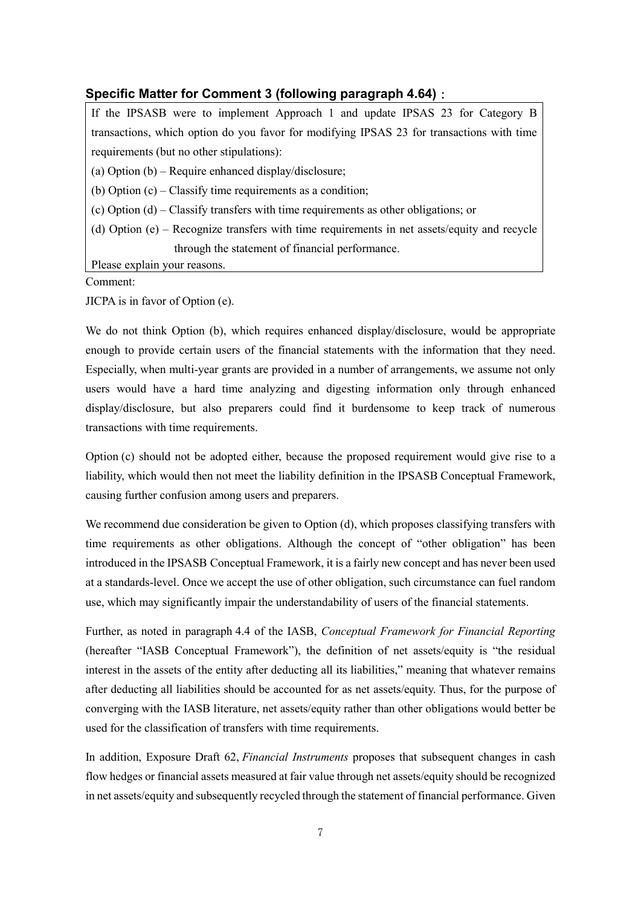### Specific Matter for Comment 3 (following paragraph 4.64)：

> If the IPSASB were to implement Approach 1 and update IPSAS 23 for Category B transactions, which option do you favor for modifying IPSAS 23 for transactions with time requirements (but no other stipulations):
>
> (a) Option (b) – Require enhanced display/disclosure;
>
> (b) Option (c) – Classify time requirements as a condition;
>
> (c) Option (d) – Classify transfers with time requirements as other obligations; or
>
> (d) Option (e) – Recognize transfers with time requirements in net assets/equity and recycle through the statement of financial performance.
>
> Please explain your reasons.

Comment:

JICPA is in favor of Option (e).

We do not think Option (b), which requires enhanced display/disclosure, would be appropriate enough to provide certain users of the financial statements with the information that they need. Especially, when multi-year grants are provided in a number of arrangements, we assume not only users would have a hard time analyzing and digesting information only through enhanced display/disclosure, but also preparers could find it burdensome to keep track of numerous transactions with time requirements.

Option (c) should not be adopted either, because the proposed requirement would give rise to a liability, which would then not meet the liability definition in the IPSASB Conceptual Framework, causing further confusion among users and preparers.

We recommend due consideration be given to Option (d), which proposes classifying transfers with time requirements as other obligations. Although the concept of "other obligation" has been introduced in the IPSASB Conceptual Framework, it is a fairly new concept and has never been used at a standards-level. Once we accept the use of other obligation, such circumstance can fuel random use, which may significantly impair the understandability of users of the financial statements.

Further, as noted in paragraph 4.4 of the IASB, *Conceptual Framework for Financial Reporting* (hereafter "IASB Conceptual Framework"), the definition of net assets/equity is "the residual interest in the assets of the entity after deducting all its liabilities," meaning that whatever remains after deducting all liabilities should be accounted for as net assets/equity. Thus, for the purpose of converging with the IASB literature, net assets/equity rather than other obligations would better be used for the classification of transfers with time requirements.

In addition, Exposure Draft 62, *Financial Instruments* proposes that subsequent changes in cash flow hedges or financial assets measured at fair value through net assets/equity should be recognized in net assets/equity and subsequently recycled through the statement of financial performance. Given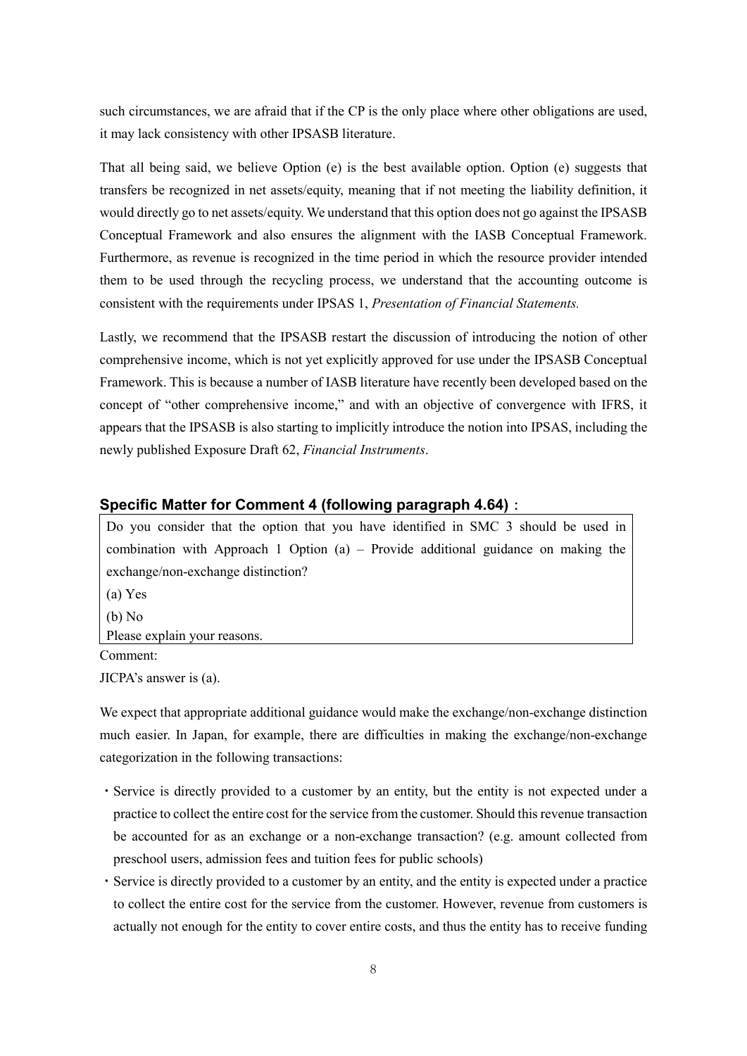such circumstances, we are afraid that if the CP is the only place where other obligations are used, it may lack consistency with other IPSASB literature.

That all being said, we believe Option (e) is the best available option. Option (e) suggests that transfers be recognized in net assets/equity, meaning that if not meeting the liability definition, it would directly go to net assets/equity. We understand that this option does not go against the IPSASB Conceptual Framework and also ensures the alignment with the IASB Conceptual Framework. Furthermore, as revenue is recognized in the time period in which the resource provider intended them to be used through the recycling process, we understand that the accounting outcome is consistent with the requirements under IPSAS 1, *Presentation of Financial Statements.*

Lastly, we recommend that the IPSASB restart the discussion of introducing the notion of other comprehensive income, which is not yet explicitly approved for use under the IPSASB Conceptual Framework. This is because a number of IASB literature have recently been developed based on the concept of "other comprehensive income," and with an objective of convergence with IFRS, it appears that the IPSASB is also starting to implicitly introduce the notion into IPSAS, including the newly published Exposure Draft 62, *Financial Instruments*.

### Specific Matter for Comment 4 (following paragraph 4.64)：

Do you consider that the option that you have identified in SMC 3 should be used in combination with Approach 1 Option (a) – Provide additional guidance on making the exchange/non-exchange distinction?

(a) Yes

(b) No

Please explain your reasons.

Comment:

JICPA's answer is (a).

We expect that appropriate additional guidance would make the exchange/non-exchange distinction much easier. In Japan, for example, there are difficulties in making the exchange/non-exchange categorization in the following transactions:

- Service is directly provided to a customer by an entity, but the entity is not expected under a practice to collect the entire cost for the service from the customer. Should this revenue transaction be accounted for as an exchange or a non-exchange transaction? (e.g. amount collected from preschool users, admission fees and tuition fees for public schools)
- Service is directly provided to a customer by an entity, and the entity is expected under a practice to collect the entire cost for the service from the customer. However, revenue from customers is actually not enough for the entity to cover entire costs, and thus the entity has to receive funding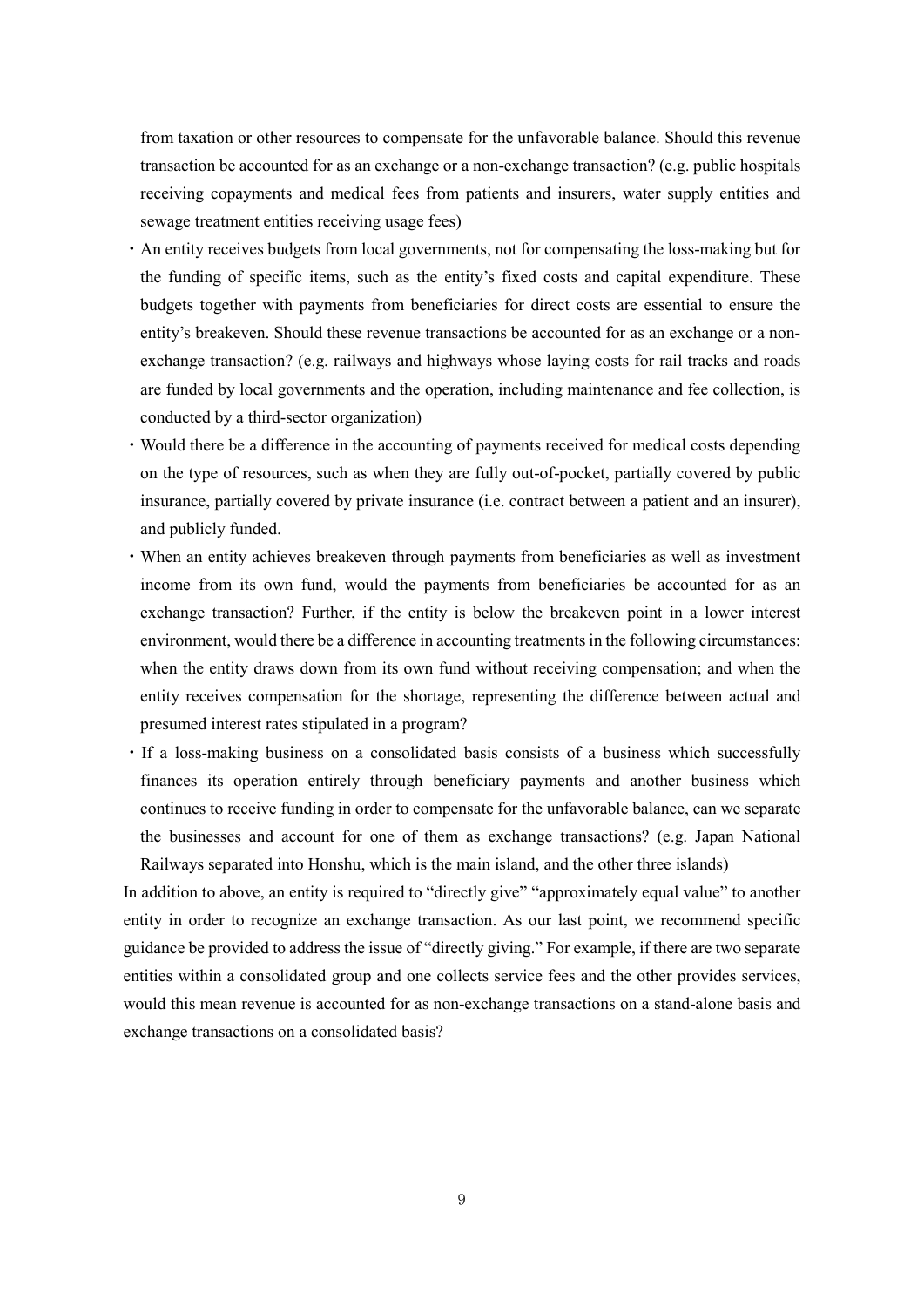from taxation or other resources to compensate for the unfavorable balance. Should this revenue transaction be accounted for as an exchange or a non-exchange transaction? (e.g. public hospitals receiving copayments and medical fees from patients and insurers, water supply entities and sewage treatment entities receiving usage fees)

- An entity receives budgets from local governments, not for compensating the loss-making but for the funding of specific items, such as the entity's fixed costs and capital expenditure. These budgets together with payments from beneficiaries for direct costs are essential to ensure the entity's breakeven. Should these revenue transactions be accounted for as an exchange or a non-exchange transaction? (e.g. railways and highways whose laying costs for rail tracks and roads are funded by local governments and the operation, including maintenance and fee collection, is conducted by a third-sector organization)
- Would there be a difference in the accounting of payments received for medical costs depending on the type of resources, such as when they are fully out-of-pocket, partially covered by public insurance, partially covered by private insurance (i.e. contract between a patient and an insurer), and publicly funded.
- When an entity achieves breakeven through payments from beneficiaries as well as investment income from its own fund, would the payments from beneficiaries be accounted for as an exchange transaction? Further, if the entity is below the breakeven point in a lower interest environment, would there be a difference in accounting treatments in the following circumstances: when the entity draws down from its own fund without receiving compensation; and when the entity receives compensation for the shortage, representing the difference between actual and presumed interest rates stipulated in a program?
- If a loss-making business on a consolidated basis consists of a business which successfully finances its operation entirely through beneficiary payments and another business which continues to receive funding in order to compensate for the unfavorable balance, can we separate the businesses and account for one of them as exchange transactions? (e.g. Japan National Railways separated into Honshu, which is the main island, and the other three islands)

In addition to above, an entity is required to "directly give" "approximately equal value" to another entity in order to recognize an exchange transaction. As our last point, we recommend specific guidance be provided to address the issue of "directly giving." For example, if there are two separate entities within a consolidated group and one collects service fees and the other provides services, would this mean revenue is accounted for as non-exchange transactions on a stand-alone basis and exchange transactions on a consolidated basis?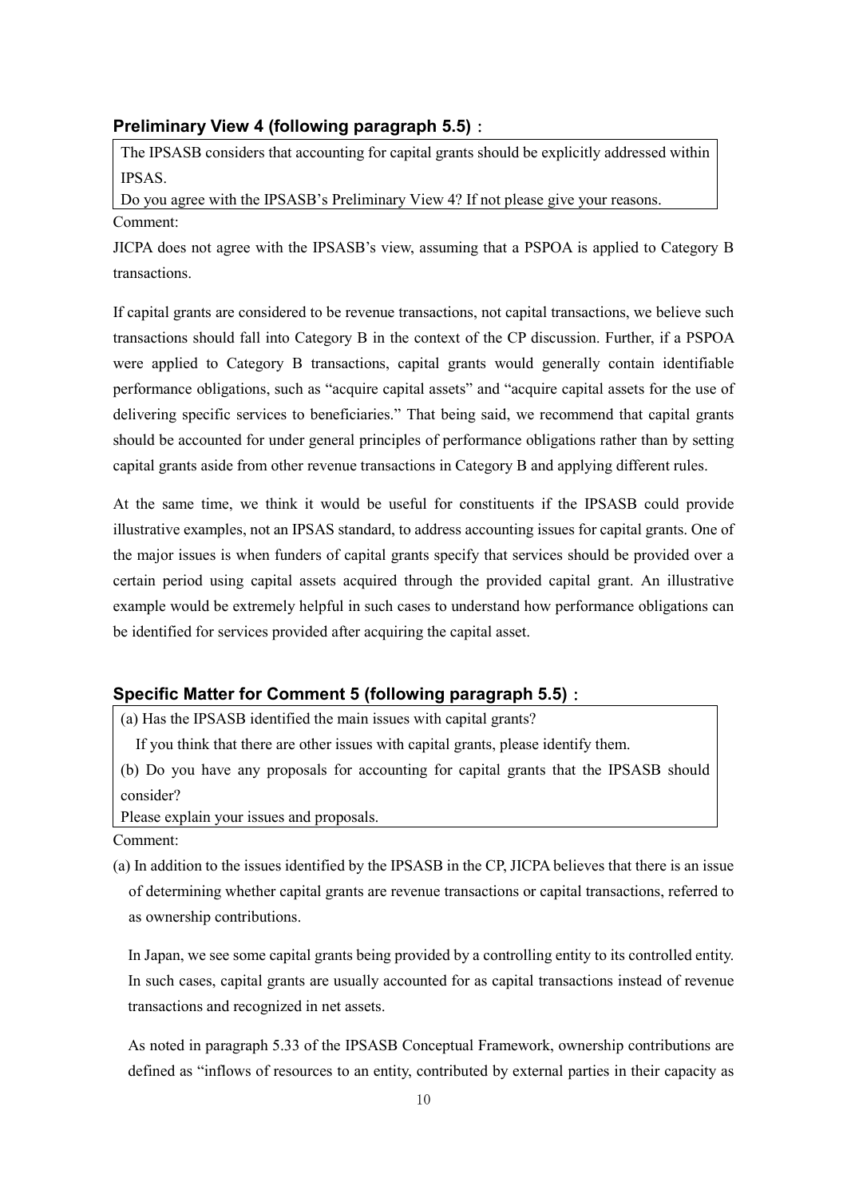### Preliminary View 4 (following paragraph 5.5)：

> The IPSASB considers that accounting for capital grants should be explicitly addressed within IPSAS.
>
> Do you agree with the IPSASB's Preliminary View 4? If not please give your reasons.

Comment:

JICPA does not agree with the IPSASB's view, assuming that a PSPOA is applied to Category B transactions.

If capital grants are considered to be revenue transactions, not capital transactions, we believe such transactions should fall into Category B in the context of the CP discussion. Further, if a PSPOA were applied to Category B transactions, capital grants would generally contain identifiable performance obligations, such as "acquire capital assets" and "acquire capital assets for the use of delivering specific services to beneficiaries." That being said, we recommend that capital grants should be accounted for under general principles of performance obligations rather than by setting capital grants aside from other revenue transactions in Category B and applying different rules.

At the same time, we think it would be useful for constituents if the IPSASB could provide illustrative examples, not an IPSAS standard, to address accounting issues for capital grants. One of the major issues is when funders of capital grants specify that services should be provided over a certain period using capital assets acquired through the provided capital grant. An illustrative example would be extremely helpful in such cases to understand how performance obligations can be identified for services provided after acquiring the capital asset.

### Specific Matter for Comment 5 (following paragraph 5.5)：

> (a) Has the IPSASB identified the main issues with capital grants?
>
> If you think that there are other issues with capital grants, please identify them.
>
> (b) Do you have any proposals for accounting for capital grants that the IPSASB should consider?
>
> Please explain your issues and proposals.

Comment:

(a) In addition to the issues identified by the IPSASB in the CP, JICPA believes that there is an issue of determining whether capital grants are revenue transactions or capital transactions, referred to as ownership contributions.

In Japan, we see some capital grants being provided by a controlling entity to its controlled entity. In such cases, capital grants are usually accounted for as capital transactions instead of revenue transactions and recognized in net assets.

As noted in paragraph 5.33 of the IPSASB Conceptual Framework, ownership contributions are defined as "inflows of resources to an entity, contributed by external parties in their capacity as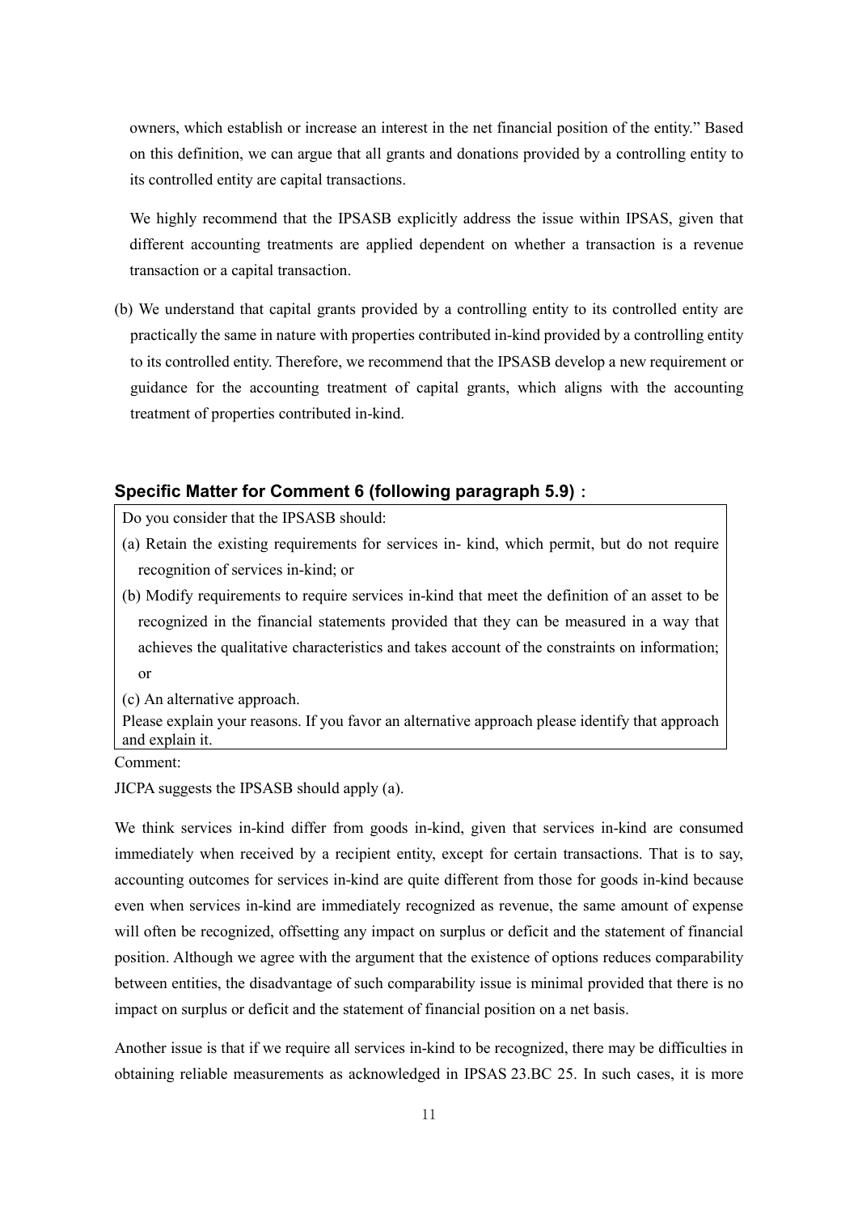owners, which establish or increase an interest in the net financial position of the entity." Based on this definition, we can argue that all grants and donations provided by a controlling entity to its controlled entity are capital transactions.

We highly recommend that the IPSASB explicitly address the issue within IPSAS, given that different accounting treatments are applied dependent on whether a transaction is a revenue transaction or a capital transaction.

(b) We understand that capital grants provided by a controlling entity to its controlled entity are practically the same in nature with properties contributed in-kind provided by a controlling entity to its controlled entity. Therefore, we recommend that the IPSASB develop a new requirement or guidance for the accounting treatment of capital grants, which aligns with the accounting treatment of properties contributed in-kind.

### Specific Matter for Comment 6 (following paragraph 5.9)：

Do you consider that the IPSASB should:

(a) Retain the existing requirements for services in- kind, which permit, but do not require recognition of services in-kind; or

(b) Modify requirements to require services in-kind that meet the definition of an asset to be recognized in the financial statements provided that they can be measured in a way that achieves the qualitative characteristics and takes account of the constraints on information; or

(c) An alternative approach.

Please explain your reasons. If you favor an alternative approach please identify that approach and explain it.

Comment:

JICPA suggests the IPSASB should apply (a).

We think services in-kind differ from goods in-kind, given that services in-kind are consumed immediately when received by a recipient entity, except for certain transactions. That is to say, accounting outcomes for services in-kind are quite different from those for goods in-kind because even when services in-kind are immediately recognized as revenue, the same amount of expense will often be recognized, offsetting any impact on surplus or deficit and the statement of financial position. Although we agree with the argument that the existence of options reduces comparability between entities, the disadvantage of such comparability issue is minimal provided that there is no impact on surplus or deficit and the statement of financial position on a net basis.

Another issue is that if we require all services in-kind to be recognized, there may be difficulties in obtaining reliable measurements as acknowledged in IPSAS 23.BC 25. In such cases, it is more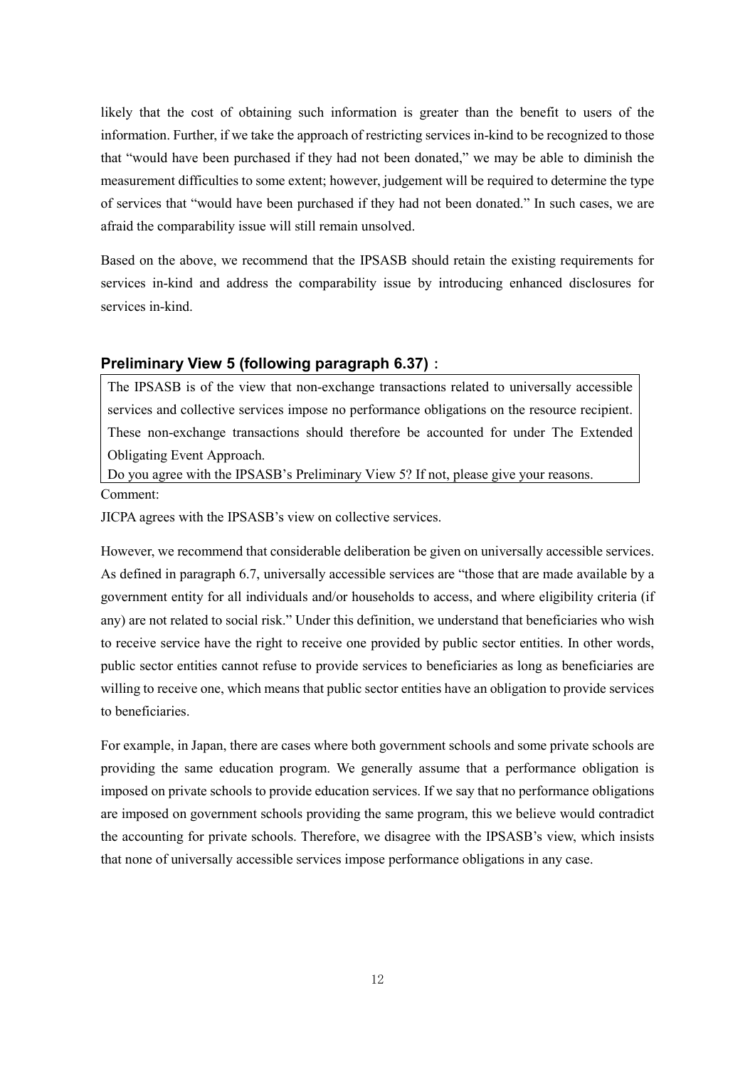likely that the cost of obtaining such information is greater than the benefit to users of the information. Further, if we take the approach of restricting services in-kind to be recognized to those that "would have been purchased if they had not been donated," we may be able to diminish the measurement difficulties to some extent; however, judgement will be required to determine the type of services that "would have been purchased if they had not been donated." In such cases, we are afraid the comparability issue will still remain unsolved.

Based on the above, we recommend that the IPSASB should retain the existing requirements for services in-kind and address the comparability issue by introducing enhanced disclosures for services in-kind.

### Preliminary View 5 (following paragraph 6.37)：

> The IPSASB is of the view that non-exchange transactions related to universally accessible services and collective services impose no performance obligations on the resource recipient. These non-exchange transactions should therefore be accounted for under The Extended Obligating Event Approach.
>
> Do you agree with the IPSASB's Preliminary View 5? If not, please give your reasons.

Comment:

JICPA agrees with the IPSASB's view on collective services.

However, we recommend that considerable deliberation be given on universally accessible services. As defined in paragraph 6.7, universally accessible services are "those that are made available by a government entity for all individuals and/or households to access, and where eligibility criteria (if any) are not related to social risk." Under this definition, we understand that beneficiaries who wish to receive service have the right to receive one provided by public sector entities. In other words, public sector entities cannot refuse to provide services to beneficiaries as long as beneficiaries are willing to receive one, which means that public sector entities have an obligation to provide services to beneficiaries.

For example, in Japan, there are cases where both government schools and some private schools are providing the same education program. We generally assume that a performance obligation is imposed on private schools to provide education services. If we say that no performance obligations are imposed on government schools providing the same program, this we believe would contradict the accounting for private schools. Therefore, we disagree with the IPSASB's view, which insists that none of universally accessible services impose performance obligations in any case.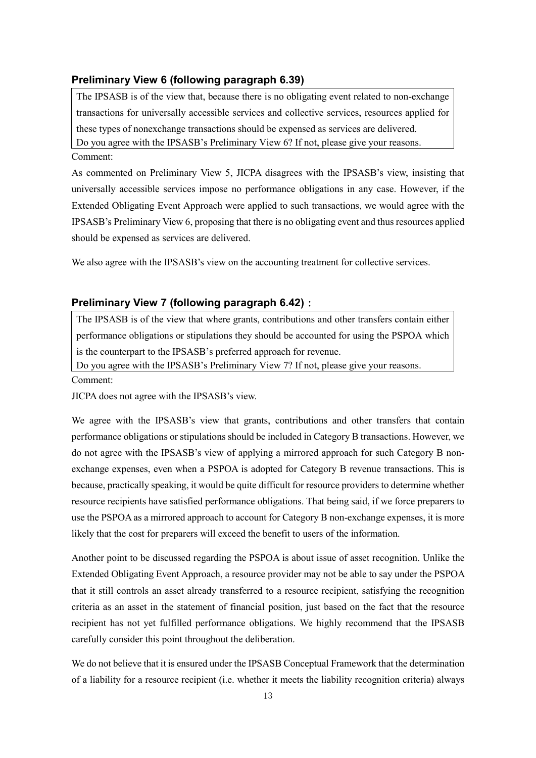### Preliminary View 6 (following paragraph 6.39)

> The IPSASB is of the view that, because there is no obligating event related to non-exchange transactions for universally accessible services and collective services, resources applied for these types of nonexchange transactions should be expensed as services are delivered.
> Do you agree with the IPSASB's Preliminary View 6? If not, please give your reasons.

Comment:

As commented on Preliminary View 5, JICPA disagrees with the IPSASB's view, insisting that universally accessible services impose no performance obligations in any case. However, if the Extended Obligating Event Approach were applied to such transactions, we would agree with the IPSASB's Preliminary View 6, proposing that there is no obligating event and thus resources applied should be expensed as services are delivered.

We also agree with the IPSASB's view on the accounting treatment for collective services.

### Preliminary View 7 (following paragraph 6.42)：

> The IPSASB is of the view that where grants, contributions and other transfers contain either performance obligations or stipulations they should be accounted for using the PSPOA which is the counterpart to the IPSASB's preferred approach for revenue.
> Do you agree with the IPSASB's Preliminary View 7? If not, please give your reasons.

Comment:

JICPA does not agree with the IPSASB's view.

We agree with the IPSASB's view that grants, contributions and other transfers that contain performance obligations or stipulations should be included in Category B transactions. However, we do not agree with the IPSASB's view of applying a mirrored approach for such Category B non-exchange expenses, even when a PSPOA is adopted for Category B revenue transactions. This is because, practically speaking, it would be quite difficult for resource providers to determine whether resource recipients have satisfied performance obligations. That being said, if we force preparers to use the PSPOA as a mirrored approach to account for Category B non-exchange expenses, it is more likely that the cost for preparers will exceed the benefit to users of the information.

Another point to be discussed regarding the PSPOA is about issue of asset recognition. Unlike the Extended Obligating Event Approach, a resource provider may not be able to say under the PSPOA that it still controls an asset already transferred to a resource recipient, satisfying the recognition criteria as an asset in the statement of financial position, just based on the fact that the resource recipient has not yet fulfilled performance obligations. We highly recommend that the IPSASB carefully consider this point throughout the deliberation.

We do not believe that it is ensured under the IPSASB Conceptual Framework that the determination of a liability for a resource recipient (i.e. whether it meets the liability recognition criteria) always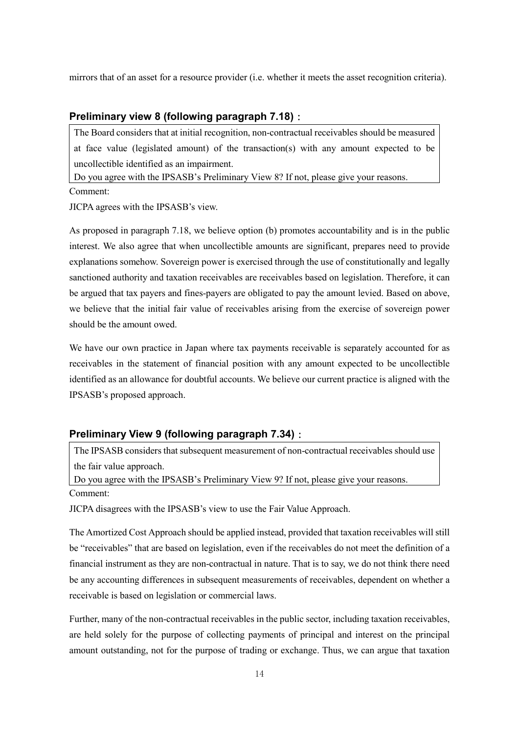mirrors that of an asset for a resource provider (i.e. whether it meets the asset recognition criteria).

### Preliminary view 8 (following paragraph 7.18)：

> The Board considers that at initial recognition, non-contractual receivables should be measured at face value (legislated amount) of the transaction(s) with any amount expected to be uncollectible identified as an impairment.
>
> Do you agree with the IPSASB's Preliminary View 8? If not, please give your reasons.

Comment:

JICPA agrees with the IPSASB's view.

As proposed in paragraph 7.18, we believe option (b) promotes accountability and is in the public interest. We also agree that when uncollectible amounts are significant, prepares need to provide explanations somehow. Sovereign power is exercised through the use of constitutionally and legally sanctioned authority and taxation receivables are receivables based on legislation. Therefore, it can be argued that tax payers and fines-payers are obligated to pay the amount levied. Based on above, we believe that the initial fair value of receivables arising from the exercise of sovereign power should be the amount owed.

We have our own practice in Japan where tax payments receivable is separately accounted for as receivables in the statement of financial position with any amount expected to be uncollectible identified as an allowance for doubtful accounts. We believe our current practice is aligned with the IPSASB's proposed approach.

### Preliminary View 9 (following paragraph 7.34)：

> The IPSASB considers that subsequent measurement of non-contractual receivables should use the fair value approach.
>
> Do you agree with the IPSASB's Preliminary View 9? If not, please give your reasons.

Comment:

JICPA disagrees with the IPSASB's view to use the Fair Value Approach.

The Amortized Cost Approach should be applied instead, provided that taxation receivables will still be "receivables" that are based on legislation, even if the receivables do not meet the definition of a financial instrument as they are non-contractual in nature. That is to say, we do not think there need be any accounting differences in subsequent measurements of receivables, dependent on whether a receivable is based on legislation or commercial laws.

Further, many of the non-contractual receivables in the public sector, including taxation receivables, are held solely for the purpose of collecting payments of principal and interest on the principal amount outstanding, not for the purpose of trading or exchange. Thus, we can argue that taxation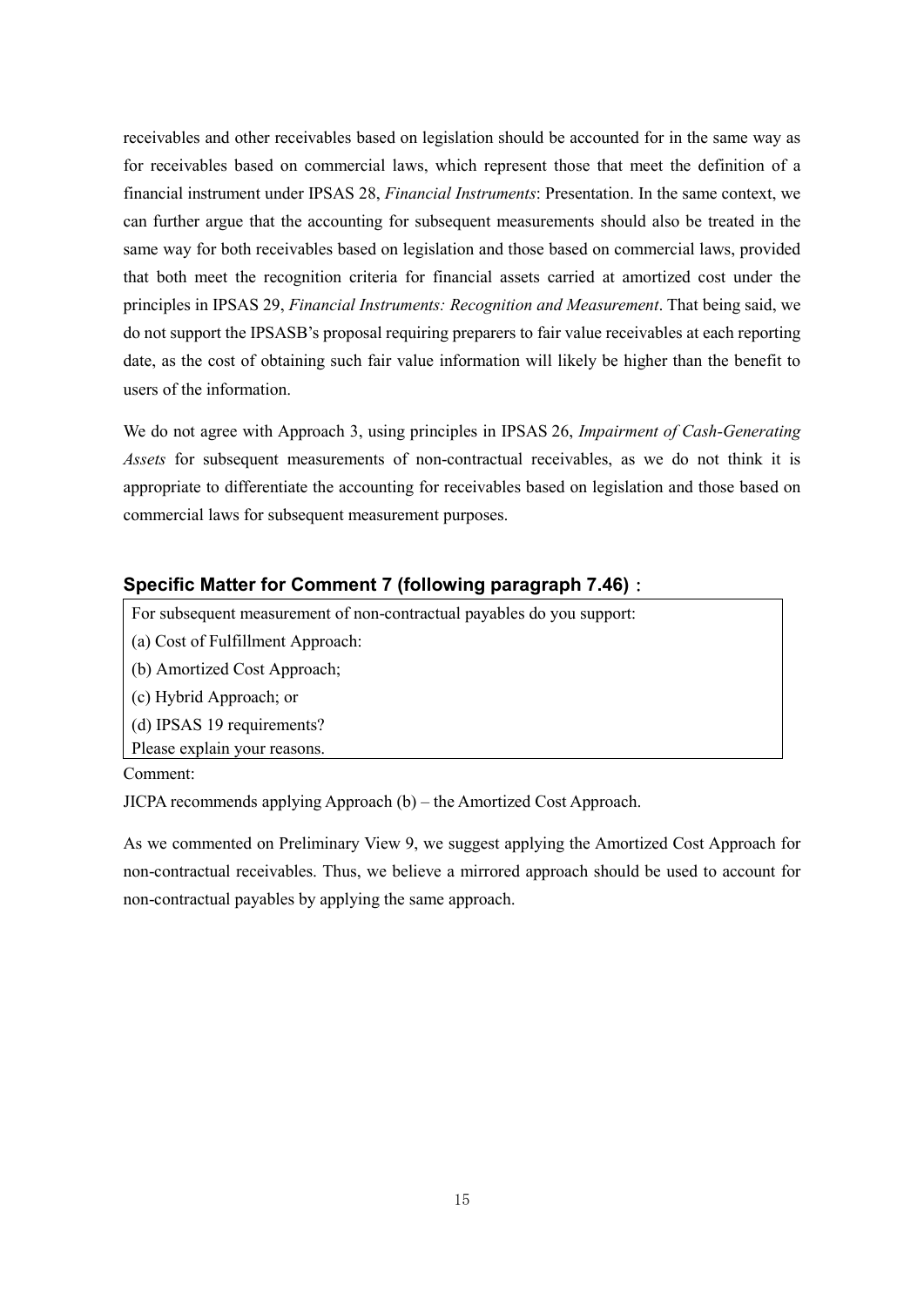receivables and other receivables based on legislation should be accounted for in the same way as for receivables based on commercial laws, which represent those that meet the definition of a financial instrument under IPSAS 28, *Financial Instruments*: Presentation. In the same context, we can further argue that the accounting for subsequent measurements should also be treated in the same way for both receivables based on legislation and those based on commercial laws, provided that both meet the recognition criteria for financial assets carried at amortized cost under the principles in IPSAS 29, *Financial Instruments: Recognition and Measurement*. That being said, we do not support the IPSASB's proposal requiring preparers to fair value receivables at each reporting date, as the cost of obtaining such fair value information will likely be higher than the benefit to users of the information.

We do not agree with Approach 3, using principles in IPSAS 26, *Impairment of Cash-Generating Assets* for subsequent measurements of non-contractual receivables, as we do not think it is appropriate to differentiate the accounting for receivables based on legislation and those based on commercial laws for subsequent measurement purposes.

### Specific Matter for Comment 7 (following paragraph 7.46)：

| For subsequent measurement of non-contractual payables do you support:<br>(a) Cost of Fulfillment Approach:<br>(b) Amortized Cost Approach;<br>(c) Hybrid Approach; or<br>(d) IPSAS 19 requirements?<br>Please explain your reasons. |
|---|

Comment:

JICPA recommends applying Approach (b) – the Amortized Cost Approach.

As we commented on Preliminary View 9, we suggest applying the Amortized Cost Approach for non-contractual receivables. Thus, we believe a mirrored approach should be used to account for non-contractual payables by applying the same approach.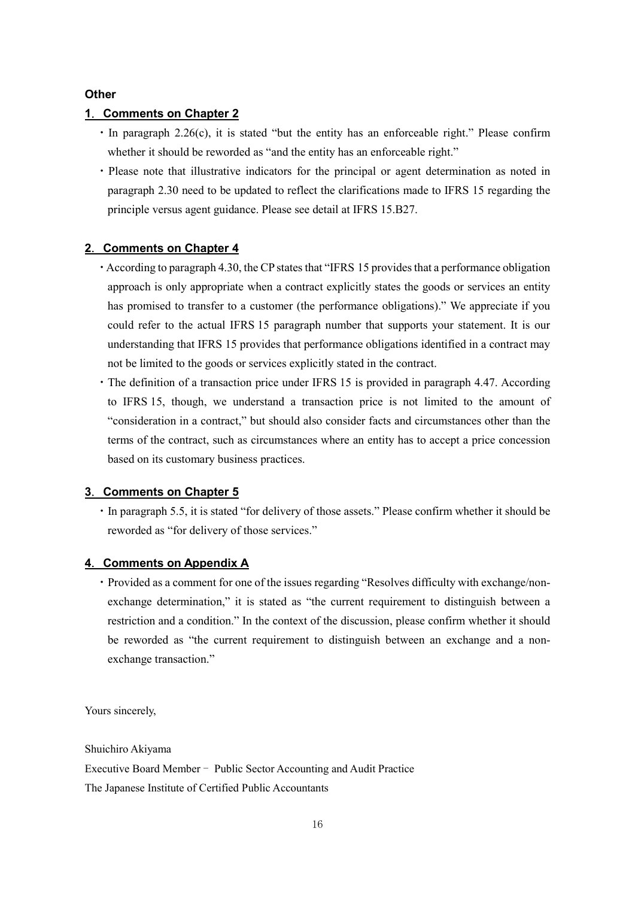**Other**

## 1. Comments on Chapter 2

- In paragraph 2.26(c), it is stated "but the entity has an enforceable right." Please confirm whether it should be reworded as "and the entity has an enforceable right."
- Please note that illustrative indicators for the principal or agent determination as noted in paragraph 2.30 need to be updated to reflect the clarifications made to IFRS 15 regarding the principle versus agent guidance. Please see detail at IFRS 15.B27.

## 2. Comments on Chapter 4

- According to paragraph 4.30, the CP states that "IFRS 15 provides that a performance obligation approach is only appropriate when a contract explicitly states the goods or services an entity has promised to transfer to a customer (the performance obligations)." We appreciate if you could refer to the actual IFRS 15 paragraph number that supports your statement. It is our understanding that IFRS 15 provides that performance obligations identified in a contract may not be limited to the goods or services explicitly stated in the contract.
- The definition of a transaction price under IFRS 15 is provided in paragraph 4.47. According to IFRS 15, though, we understand a transaction price is not limited to the amount of "consideration in a contract," but should also consider facts and circumstances other than the terms of the contract, such as circumstances where an entity has to accept a price concession based on its customary business practices.

## 3. Comments on Chapter 5

- In paragraph 5.5, it is stated "for delivery of those assets." Please confirm whether it should be reworded as "for delivery of those services."

## 4. Comments on Appendix A

- Provided as a comment for one of the issues regarding "Resolves difficulty with exchange/non-exchange determination," it is stated as "the current requirement to distinguish between a restriction and a condition." In the context of the discussion, please confirm whether it should be reworded as "the current requirement to distinguish between an exchange and a non-exchange transaction."

Yours sincerely,

Shuichiro Akiyama

Executive Board Member – Public Sector Accounting and Audit Practice

The Japanese Institute of Certified Public Accountants